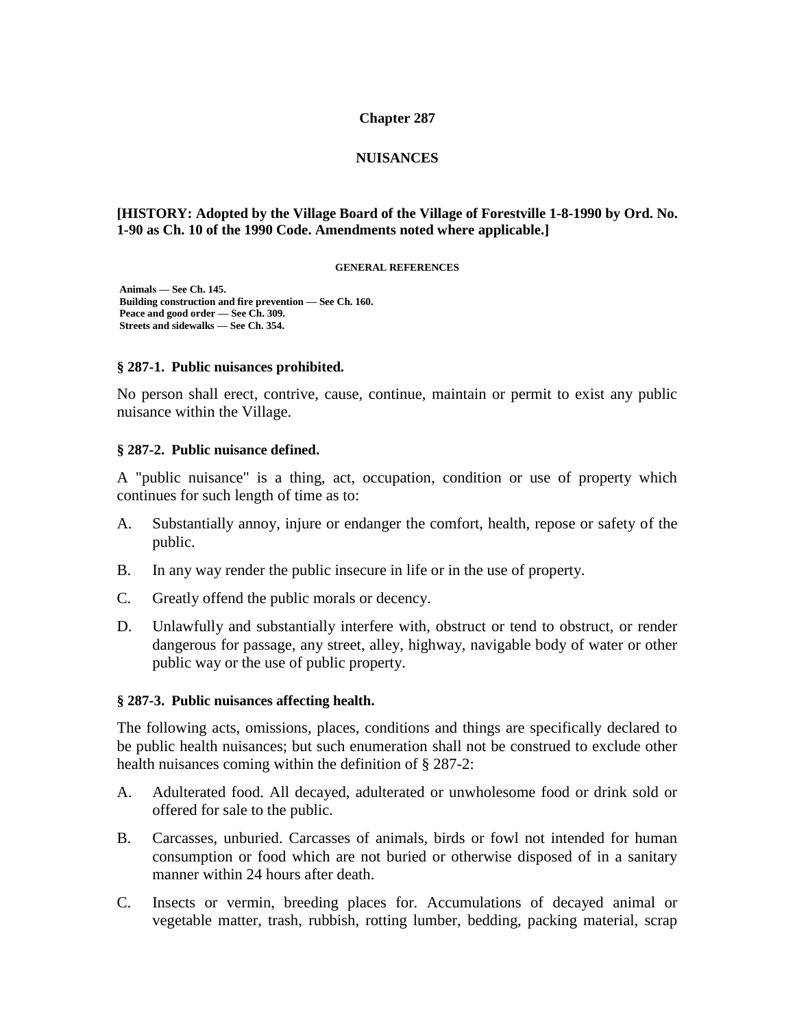# Chapter 287

# NUISANCES

**[HISTORY: Adopted by the Village Board of the Village of Forestville 1-8-1990 by Ord. No. 1-90 as Ch. 10 of the 1990 Code. Amendments noted where applicable.]**

**GENERAL REFERENCES**

**Animals — See Ch. 145.**
**Building construction and fire prevention — See Ch. 160.**
**Peace and good order — See Ch. 309.**
**Streets and sidewalks — See Ch. 354.**

### § 287-1. Public nuisances prohibited.

No person shall erect, contrive, cause, continue, maintain or permit to exist any public nuisance within the Village.

### § 287-2. Public nuisance defined.

A "public nuisance" is a thing, act, occupation, condition or use of property which continues for such length of time as to:

A. Substantially annoy, injure or endanger the comfort, health, repose or safety of the public.

B. In any way render the public insecure in life or in the use of property.

C. Greatly offend the public morals or decency.

D. Unlawfully and substantially interfere with, obstruct or tend to obstruct, or render dangerous for passage, any street, alley, highway, navigable body of water or other public way or the use of public property.

### § 287-3. Public nuisances affecting health.

The following acts, omissions, places, conditions and things are specifically declared to be public health nuisances; but such enumeration shall not be construed to exclude other health nuisances coming within the definition of § 287-2:

A. Adulterated food. All decayed, adulterated or unwholesome food or drink sold or offered for sale to the public.

B. Carcasses, unburied. Carcasses of animals, birds or fowl not intended for human consumption or food which are not buried or otherwise disposed of in a sanitary manner within 24 hours after death.

C. Insects or vermin, breeding places for. Accumulations of decayed animal or vegetable matter, trash, rubbish, rotting lumber, bedding, packing material, scrap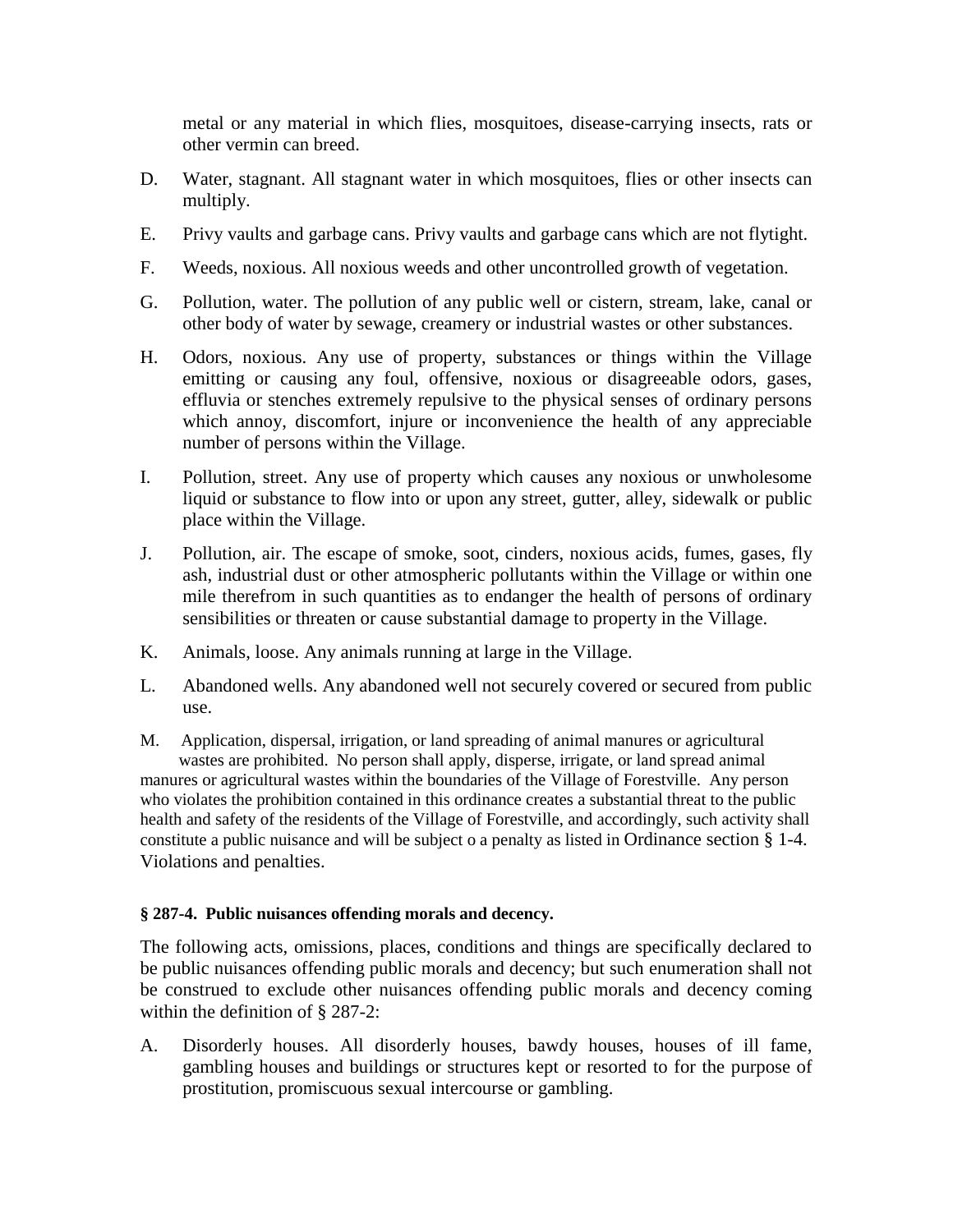metal or any material in which flies, mosquitoes, disease-carrying insects, rats or other vermin can breed.

D. Water, stagnant. All stagnant water in which mosquitoes, flies or other insects can multiply.

E. Privy vaults and garbage cans. Privy vaults and garbage cans which are not flytight.

F. Weeds, noxious. All noxious weeds and other uncontrolled growth of vegetation.

G. Pollution, water. The pollution of any public well or cistern, stream, lake, canal or other body of water by sewage, creamery or industrial wastes or other substances.

H. Odors, noxious. Any use of property, substances or things within the Village emitting or causing any foul, offensive, noxious or disagreeable odors, gases, effluvia or stenches extremely repulsive to the physical senses of ordinary persons which annoy, discomfort, injure or inconvenience the health of any appreciable number of persons within the Village.

I. Pollution, street. Any use of property which causes any noxious or unwholesome liquid or substance to flow into or upon any street, gutter, alley, sidewalk or public place within the Village.

J. Pollution, air. The escape of smoke, soot, cinders, noxious acids, fumes, gases, fly ash, industrial dust or other atmospheric pollutants within the Village or within one mile therefrom in such quantities as to endanger the health of persons of ordinary sensibilities or threaten or cause substantial damage to property in the Village.

K. Animals, loose. Any animals running at large in the Village.

L. Abandoned wells. Any abandoned well not securely covered or secured from public use.

M. Application, dispersal, irrigation, or land spreading of animal manures or agricultural wastes are prohibited. No person shall apply, disperse, irrigate, or land spread animal manures or agricultural wastes within the boundaries of the Village of Forestville. Any person who violates the prohibition contained in this ordinance creates a substantial threat to the public health and safety of the residents of the Village of Forestville, and accordingly, such activity shall constitute a public nuisance and will be subject o a penalty as listed in Ordinance section § 1-4. Violations and penalties.

**§ 287-4. Public nuisances offending morals and decency.**

The following acts, omissions, places, conditions and things are specifically declared to be public nuisances offending public morals and decency; but such enumeration shall not be construed to exclude other nuisances offending public morals and decency coming within the definition of § 287-2:

A. Disorderly houses. All disorderly houses, bawdy houses, houses of ill fame, gambling houses and buildings or structures kept or resorted to for the purpose of prostitution, promiscuous sexual intercourse or gambling.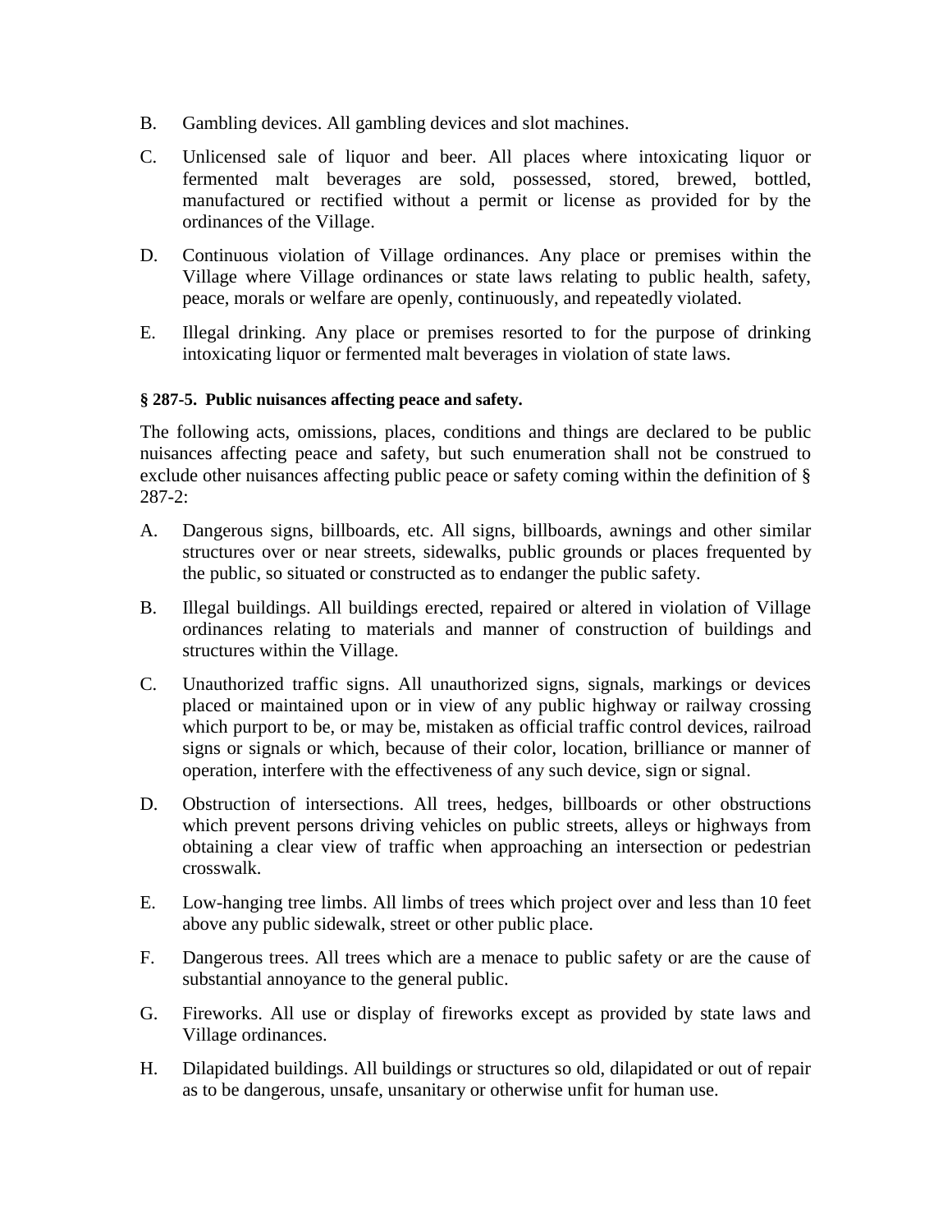B. Gambling devices. All gambling devices and slot machines.

C. Unlicensed sale of liquor and beer. All places where intoxicating liquor or fermented malt beverages are sold, possessed, stored, brewed, bottled, manufactured or rectified without a permit or license as provided for by the ordinances of the Village.

D. Continuous violation of Village ordinances. Any place or premises within the Village where Village ordinances or state laws relating to public health, safety, peace, morals or welfare are openly, continuously, and repeatedly violated.

E. Illegal drinking. Any place or premises resorted to for the purpose of drinking intoxicating liquor or fermented malt beverages in violation of state laws.

**§ 287-5. Public nuisances affecting peace and safety.**

The following acts, omissions, places, conditions and things are declared to be public nuisances affecting peace and safety, but such enumeration shall not be construed to exclude other nuisances affecting public peace or safety coming within the definition of § 287-2:

A. Dangerous signs, billboards, etc. All signs, billboards, awnings and other similar structures over or near streets, sidewalks, public grounds or places frequented by the public, so situated or constructed as to endanger the public safety.

B. Illegal buildings. All buildings erected, repaired or altered in violation of Village ordinances relating to materials and manner of construction of buildings and structures within the Village.

C. Unauthorized traffic signs. All unauthorized signs, signals, markings or devices placed or maintained upon or in view of any public highway or railway crossing which purport to be, or may be, mistaken as official traffic control devices, railroad signs or signals or which, because of their color, location, brilliance or manner of operation, interfere with the effectiveness of any such device, sign or signal.

D. Obstruction of intersections. All trees, hedges, billboards or other obstructions which prevent persons driving vehicles on public streets, alleys or highways from obtaining a clear view of traffic when approaching an intersection or pedestrian crosswalk.

E. Low-hanging tree limbs. All limbs of trees which project over and less than 10 feet above any public sidewalk, street or other public place.

F. Dangerous trees. All trees which are a menace to public safety or are the cause of substantial annoyance to the general public.

G. Fireworks. All use or display of fireworks except as provided by state laws and Village ordinances.

H. Dilapidated buildings. All buildings or structures so old, dilapidated or out of repair as to be dangerous, unsafe, unsanitary or otherwise unfit for human use.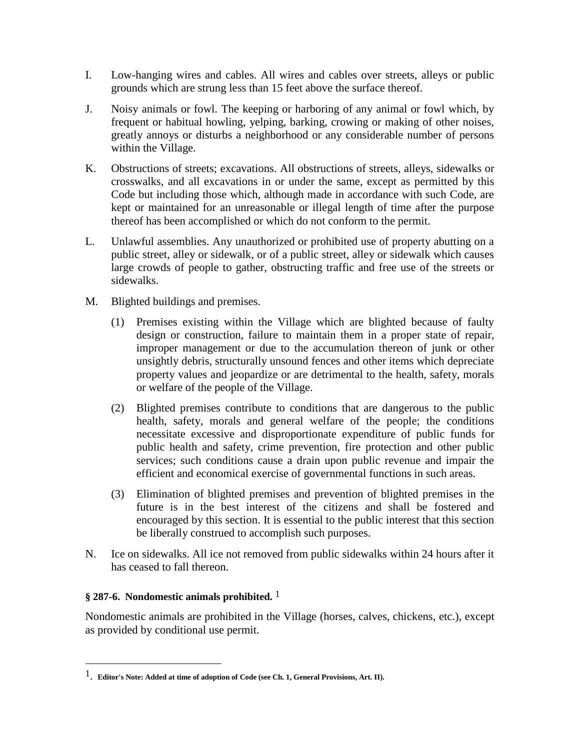I. Low-hanging wires and cables. All wires and cables over streets, alleys or public grounds which are strung less than 15 feet above the surface thereof.

J. Noisy animals or fowl. The keeping or harboring of any animal or fowl which, by frequent or habitual howling, yelping, barking, crowing or making of other noises, greatly annoys or disturbs a neighborhood or any considerable number of persons within the Village.

K. Obstructions of streets; excavations. All obstructions of streets, alleys, sidewalks or crosswalks, and all excavations in or under the same, except as permitted by this Code but including those which, although made in accordance with such Code, are kept or maintained for an unreasonable or illegal length of time after the purpose thereof has been accomplished or which do not conform to the permit.

L. Unlawful assemblies. Any unauthorized or prohibited use of property abutting on a public street, alley or sidewalk, or of a public street, alley or sidewalk which causes large crowds of people to gather, obstructing traffic and free use of the streets or sidewalks.

M. Blighted buildings and premises.

   (1) Premises existing within the Village which are blighted because of faulty design or construction, failure to maintain them in a proper state of repair, improper management or due to the accumulation thereon of junk or other unsightly debris, structurally unsound fences and other items which depreciate property values and jeopardize or are detrimental to the health, safety, morals or welfare of the people of the Village.

   (2) Blighted premises contribute to conditions that are dangerous to the public health, safety, morals and general welfare of the people; the conditions necessitate excessive and disproportionate expenditure of public funds for public health and safety, crime prevention, fire protection and other public services; such conditions cause a drain upon public revenue and impair the efficient and economical exercise of governmental functions in such areas.

   (3) Elimination of blighted premises and prevention of blighted premises in the future is in the best interest of the citizens and shall be fostered and encouraged by this section. It is essential to the public interest that this section be liberally construed to accomplish such purposes.

N. Ice on sidewalks. All ice not removed from public sidewalks within 24 hours after it has ceased to fall thereon.

**§ 287-6. Nondomestic animals prohibited.** [1]

Nondomestic animals are prohibited in the Village (horses, calves, chickens, etc.), except as provided by conditional use permit.

---

[1]. **Editor's Note: Added at time of adoption of Code (see Ch. 1, General Provisions, Art. II).**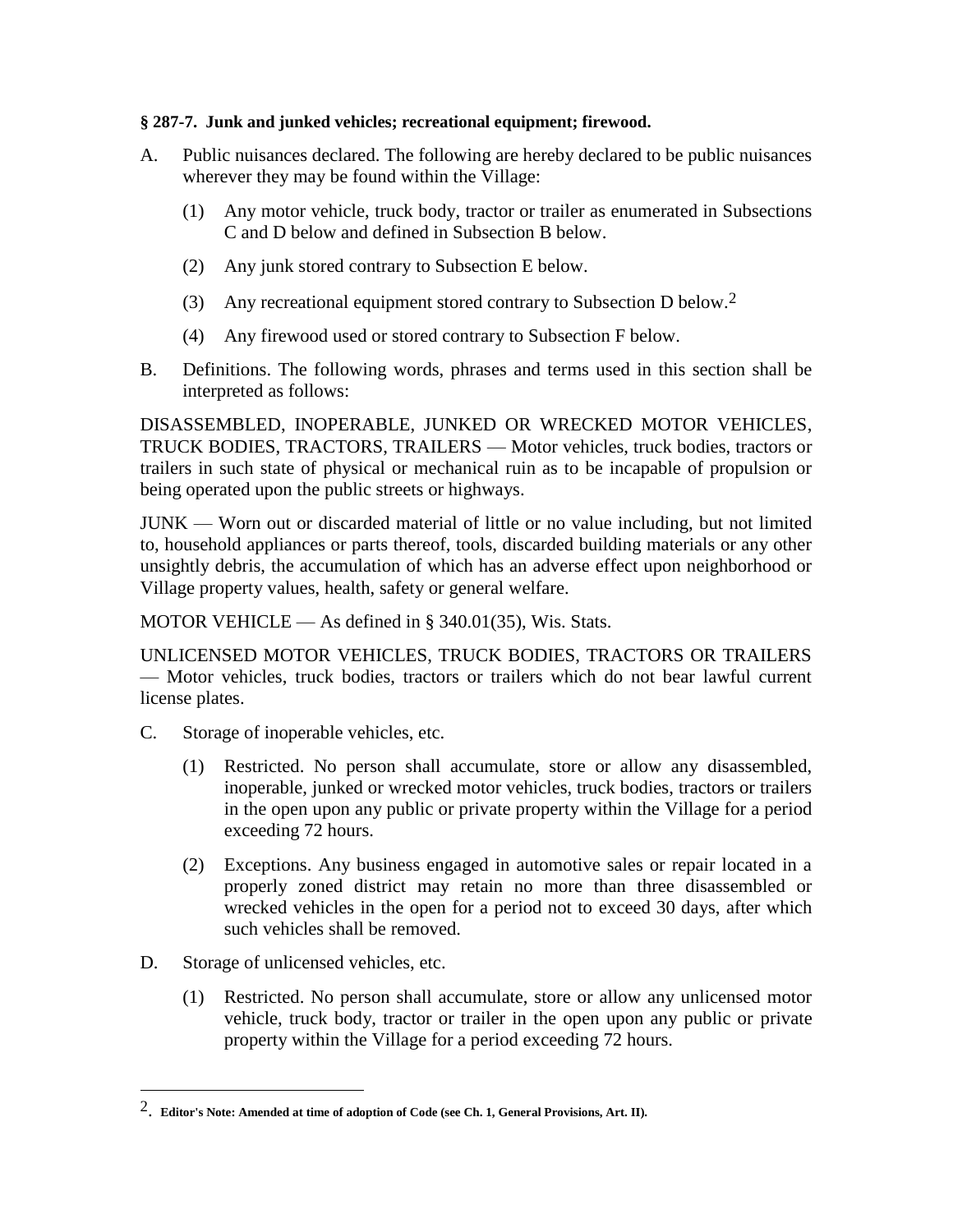**§ 287-7. Junk and junked vehicles; recreational equipment; firewood.**

A. Public nuisances declared. The following are hereby declared to be public nuisances wherever they may be found within the Village:

(1) Any motor vehicle, truck body, tractor or trailer as enumerated in Subsections C and D below and defined in Subsection B below.

(2) Any junk stored contrary to Subsection E below.

(3) Any recreational equipment stored contrary to Subsection D below.[2]

(4) Any firewood used or stored contrary to Subsection F below.

B. Definitions. The following words, phrases and terms used in this section shall be interpreted as follows:

DISASSEMBLED, INOPERABLE, JUNKED OR WRECKED MOTOR VEHICLES, TRUCK BODIES, TRACTORS, TRAILERS — Motor vehicles, truck bodies, tractors or trailers in such state of physical or mechanical ruin as to be incapable of propulsion or being operated upon the public streets or highways.

JUNK — Worn out or discarded material of little or no value including, but not limited to, household appliances or parts thereof, tools, discarded building materials or any other unsightly debris, the accumulation of which has an adverse effect upon neighborhood or Village property values, health, safety or general welfare.

MOTOR VEHICLE — As defined in § 340.01(35), Wis. Stats.

UNLICENSED MOTOR VEHICLES, TRUCK BODIES, TRACTORS OR TRAILERS — Motor vehicles, truck bodies, tractors or trailers which do not bear lawful current license plates.

C. Storage of inoperable vehicles, etc.

(1) Restricted. No person shall accumulate, store or allow any disassembled, inoperable, junked or wrecked motor vehicles, truck bodies, tractors or trailers in the open upon any public or private property within the Village for a period exceeding 72 hours.

(2) Exceptions. Any business engaged in automotive sales or repair located in a properly zoned district may retain no more than three disassembled or wrecked vehicles in the open for a period not to exceed 30 days, after which such vehicles shall be removed.

D. Storage of unlicensed vehicles, etc.

(1) Restricted. No person shall accumulate, store or allow any unlicensed motor vehicle, truck body, tractor or trailer in the open upon any public or private property within the Village for a period exceeding 72 hours.

---

[2]. **Editor's Note: Amended at time of adoption of Code (see Ch. 1, General Provisions, Art. II).**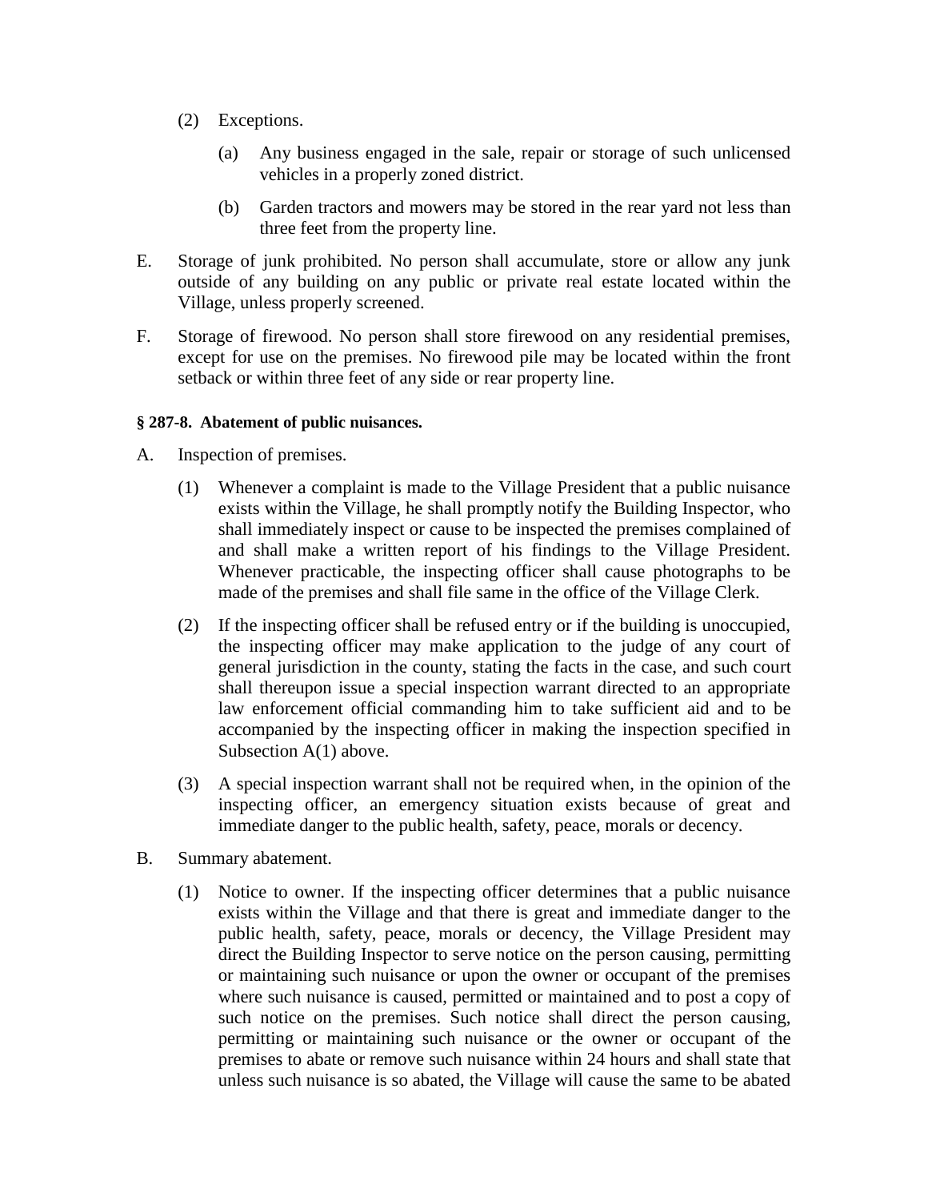(2) Exceptions.

(a) Any business engaged in the sale, repair or storage of such unlicensed vehicles in a properly zoned district.

(b) Garden tractors and mowers may be stored in the rear yard not less than three feet from the property line.

E. Storage of junk prohibited. No person shall accumulate, store or allow any junk outside of any building on any public or private real estate located within the Village, unless properly screened.

F. Storage of firewood. No person shall store firewood on any residential premises, except for use on the premises. No firewood pile may be located within the front setback or within three feet of any side or rear property line.

**§ 287-8. Abatement of public nuisances.**

A. Inspection of premises.

(1) Whenever a complaint is made to the Village President that a public nuisance exists within the Village, he shall promptly notify the Building Inspector, who shall immediately inspect or cause to be inspected the premises complained of and shall make a written report of his findings to the Village President. Whenever practicable, the inspecting officer shall cause photographs to be made of the premises and shall file same in the office of the Village Clerk.

(2) If the inspecting officer shall be refused entry or if the building is unoccupied, the inspecting officer may make application to the judge of any court of general jurisdiction in the county, stating the facts in the case, and such court shall thereupon issue a special inspection warrant directed to an appropriate law enforcement official commanding him to take sufficient aid and to be accompanied by the inspecting officer in making the inspection specified in Subsection A(1) above.

(3) A special inspection warrant shall not be required when, in the opinion of the inspecting officer, an emergency situation exists because of great and immediate danger to the public health, safety, peace, morals or decency.

B. Summary abatement.

(1) Notice to owner. If the inspecting officer determines that a public nuisance exists within the Village and that there is great and immediate danger to the public health, safety, peace, morals or decency, the Village President may direct the Building Inspector to serve notice on the person causing, permitting or maintaining such nuisance or upon the owner or occupant of the premises where such nuisance is caused, permitted or maintained and to post a copy of such notice on the premises. Such notice shall direct the person causing, permitting or maintaining such nuisance or the owner or occupant of the premises to abate or remove such nuisance within 24 hours and shall state that unless such nuisance is so abated, the Village will cause the same to be abated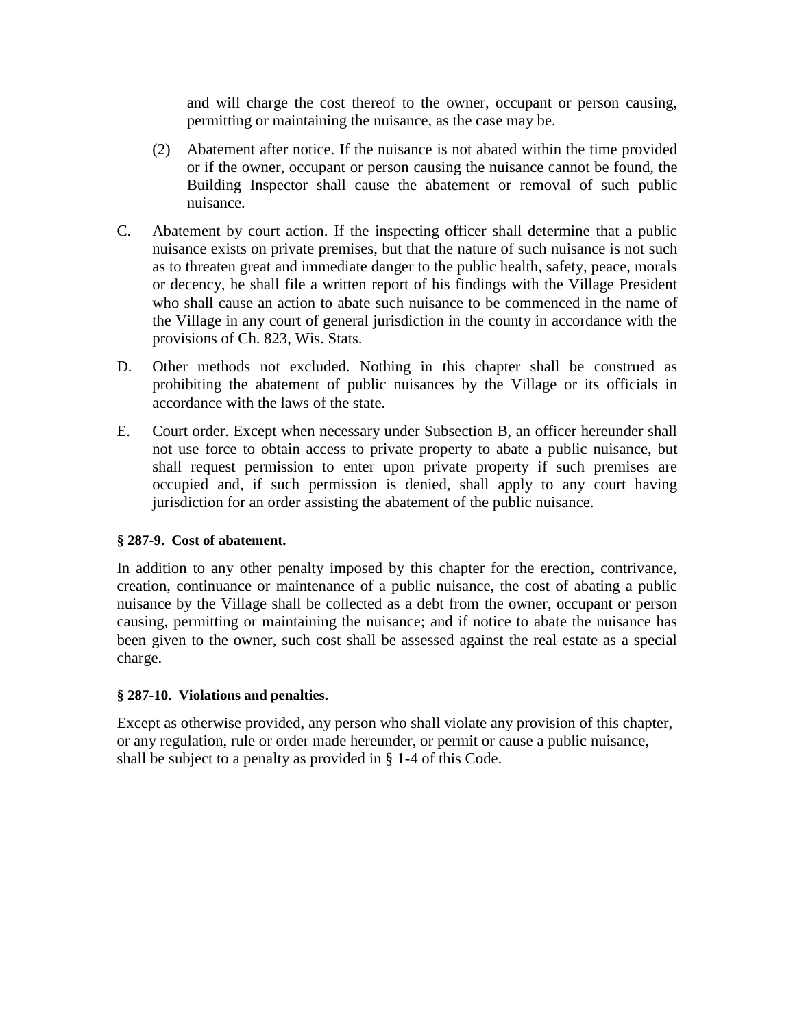and will charge the cost thereof to the owner, occupant or person causing, permitting or maintaining the nuisance, as the case may be.

(2) Abatement after notice. If the nuisance is not abated within the time provided or if the owner, occupant or person causing the nuisance cannot be found, the Building Inspector shall cause the abatement or removal of such public nuisance.

C. Abatement by court action. If the inspecting officer shall determine that a public nuisance exists on private premises, but that the nature of such nuisance is not such as to threaten great and immediate danger to the public health, safety, peace, morals or decency, he shall file a written report of his findings with the Village President who shall cause an action to abate such nuisance to be commenced in the name of the Village in any court of general jurisdiction in the county in accordance with the provisions of Ch. 823, Wis. Stats.

D. Other methods not excluded. Nothing in this chapter shall be construed as prohibiting the abatement of public nuisances by the Village or its officials in accordance with the laws of the state.

E. Court order. Except when necessary under Subsection B, an officer hereunder shall not use force to obtain access to private property to abate a public nuisance, but shall request permission to enter upon private property if such premises are occupied and, if such permission is denied, shall apply to any court having jurisdiction for an order assisting the abatement of the public nuisance.

**§ 287-9. Cost of abatement.**

In addition to any other penalty imposed by this chapter for the erection, contrivance, creation, continuance or maintenance of a public nuisance, the cost of abating a public nuisance by the Village shall be collected as a debt from the owner, occupant or person causing, permitting or maintaining the nuisance; and if notice to abate the nuisance has been given to the owner, such cost shall be assessed against the real estate as a special charge.

**§ 287-10. Violations and penalties.**

Except as otherwise provided, any person who shall violate any provision of this chapter, or any regulation, rule or order made hereunder, or permit or cause a public nuisance, shall be subject to a penalty as provided in § 1-4 of this Code.